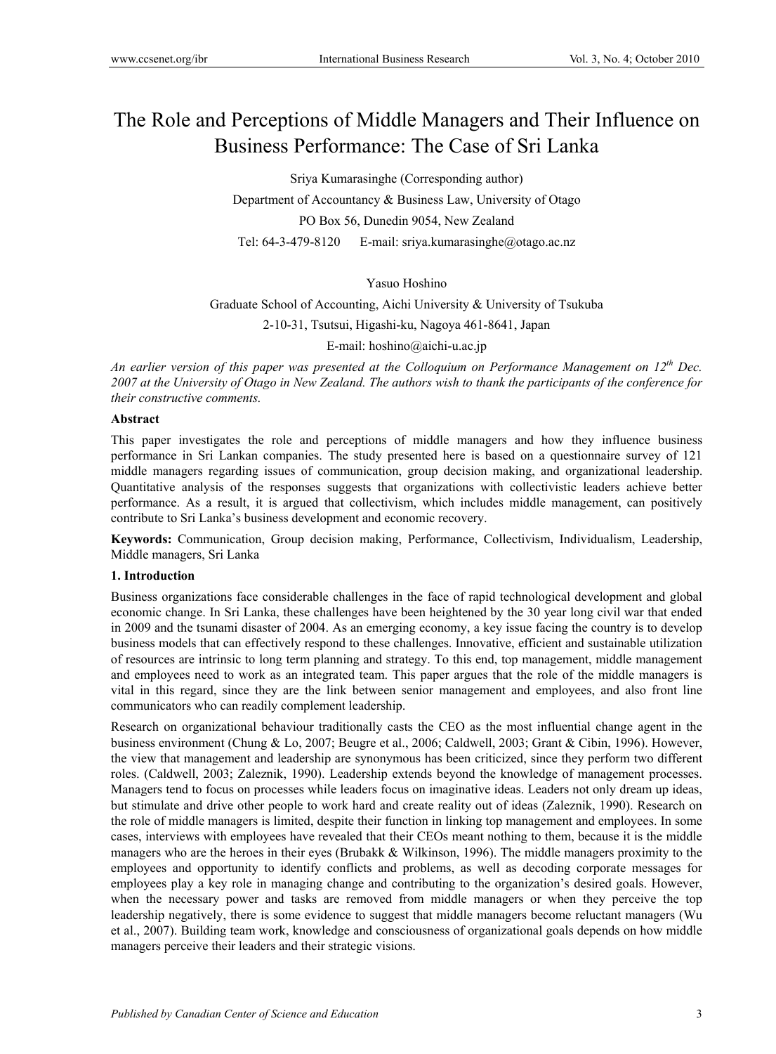# The Role and Perceptions of Middle Managers and Their Influence on Business Performance: The Case of Sri Lanka

Sriya Kumarasinghe (Corresponding author)

Department of Accountancy & Business Law, University of Otago

PO Box 56, Dunedin 9054, New Zealand

Tel: 64-3-479-8120 E-mail: sriya.kumarasinghe@otago.ac.nz

Yasuo Hoshino

Graduate School of Accounting, Aichi University & University of Tsukuba

2-10-31, Tsutsui, Higashi-ku, Nagoya 461-8641, Japan

E-mail: hoshino@aichi-u.ac.jp

*An earlier version of this paper was presented at the Colloquium on Performance Management on 12th Dec. 2007 at the University of Otago in New Zealand. The authors wish to thank the participants of the conference for their constructive comments.*

**Abstract**

This paper investigates the role and perceptions of middle managers and how they influence business performance in Sri Lankan companies. The study presented here is based on a questionnaire survey of 121 middle managers regarding issues of communication, group decision making, and organizational leadership. Quantitative analysis of the responses suggests that organizations with collectivistic leaders achieve better performance. As a result, it is argued that collectivism, which includes middle management, can positively contribute to Sri Lanka's business development and economic recovery.

**Keywords:** Communication, Group decision making, Performance, Collectivism, Individualism, Leadership, Middle managers, Sri Lanka

## 1. Introduction

Business organizations face considerable challenges in the face of rapid technological development and global economic change. In Sri Lanka, these challenges have been heightened by the 30 year long civil war that ended in 2009 and the tsunami disaster of 2004. As an emerging economy, a key issue facing the country is to develop business models that can effectively respond to these challenges. Innovative, efficient and sustainable utilization of resources are intrinsic to long term planning and strategy. To this end, top management, middle management and employees need to work as an integrated team. This paper argues that the role of the middle managers is vital in this regard, since they are the link between senior management and employees, and also front line communicators who can readily complement leadership.

Research on organizational behaviour traditionally casts the CEO as the most influential change agent in the business environment (Chung & Lo, 2007; Beugre et al., 2006; Caldwell, 2003; Grant & Cibin, 1996). However, the view that management and leadership are synonymous has been criticized, since they perform two different roles. (Caldwell, 2003; Zaleznik, 1990). Leadership extends beyond the knowledge of management processes. Managers tend to focus on processes while leaders focus on imaginative ideas. Leaders not only dream up ideas, but stimulate and drive other people to work hard and create reality out of ideas (Zaleznik, 1990). Research on the role of middle managers is limited, despite their function in linking top management and employees. In some cases, interviews with employees have revealed that their CEOs meant nothing to them, because it is the middle managers who are the heroes in their eyes (Brubakk & Wilkinson, 1996). The middle managers proximity to the employees and opportunity to identify conflicts and problems, as well as decoding corporate messages for employees play a key role in managing change and contributing to the organization's desired goals. However, when the necessary power and tasks are removed from middle managers or when they perceive the top leadership negatively, there is some evidence to suggest that middle managers become reluctant managers (Wu et al., 2007). Building team work, knowledge and consciousness of organizational goals depends on how middle managers perceive their leaders and their strategic visions.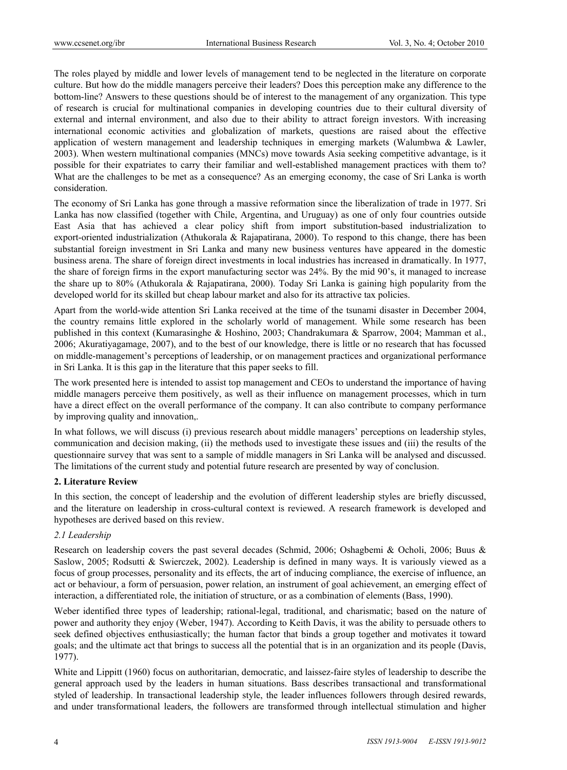The roles played by middle and lower levels of management tend to be neglected in the literature on corporate culture. But how do the middle managers perceive their leaders? Does this perception make any difference to the bottom-line? Answers to these questions should be of interest to the management of any organization. This type of research is crucial for multinational companies in developing countries due to their cultural diversity of external and internal environment, and also due to their ability to attract foreign investors. With increasing international economic activities and globalization of markets, questions are raised about the effective application of western management and leadership techniques in emerging markets (Walumbwa & Lawler, 2003). When western multinational companies (MNCs) move towards Asia seeking competitive advantage, is it possible for their expatriates to carry their familiar and well-established management practices with them to? What are the challenges to be met as a consequence? As an emerging economy, the case of Sri Lanka is worth consideration.

The economy of Sri Lanka has gone through a massive reformation since the liberalization of trade in 1977. Sri Lanka has now classified (together with Chile, Argentina, and Uruguay) as one of only four countries outside East Asia that has achieved a clear policy shift from import substitution-based industrialization to export-oriented industrialization (Athukorala & Rajapatirana, 2000). To respond to this change, there has been substantial foreign investment in Sri Lanka and many new business ventures have appeared in the domestic business arena. The share of foreign direct investments in local industries has increased in dramatically. In 1977, the share of foreign firms in the export manufacturing sector was 24%. By the mid 90's, it managed to increase the share up to 80% (Athukorala & Rajapatirana, 2000). Today Sri Lanka is gaining high popularity from the developed world for its skilled but cheap labour market and also for its attractive tax policies.

Apart from the world-wide attention Sri Lanka received at the time of the tsunami disaster in December 2004, the country remains little explored in the scholarly world of management. While some research has been published in this context (Kumarasinghe & Hoshino, 2003; Chandrakumara & Sparrow, 2004; Mamman et al., 2006; Akuratiyagamage, 2007), and to the best of our knowledge, there is little or no research that has focussed on middle-management's perceptions of leadership, or on management practices and organizational performance in Sri Lanka. It is this gap in the literature that this paper seeks to fill.

The work presented here is intended to assist top management and CEOs to understand the importance of having middle managers perceive them positively, as well as their influence on management processes, which in turn have a direct effect on the overall performance of the company. It can also contribute to company performance by improving quality and innovation,.

In what follows, we will discuss (i) previous research about middle managers' perceptions on leadership styles, communication and decision making, (ii) the methods used to investigate these issues and (iii) the results of the questionnaire survey that was sent to a sample of middle managers in Sri Lanka will be analysed and discussed. The limitations of the current study and potential future research are presented by way of conclusion.

## 2. Literature Review

In this section, the concept of leadership and the evolution of different leadership styles are briefly discussed, and the literature on leadership in cross-cultural context is reviewed. A research framework is developed and hypotheses are derived based on this review.

### *2.1 Leadership*

Research on leadership covers the past several decades (Schmid, 2006; Oshagbemi & Ocholi, 2006; Buus & Saslow, 2005; Rodsutti & Swierczek, 2002). Leadership is defined in many ways. It is variously viewed as a focus of group processes, personality and its effects, the art of inducing compliance, the exercise of influence, an act or behaviour, a form of persuasion, power relation, an instrument of goal achievement, an emerging effect of interaction, a differentiated role, the initiation of structure, or as a combination of elements (Bass, 1990).

Weber identified three types of leadership; rational-legal, traditional, and charismatic; based on the nature of power and authority they enjoy (Weber, 1947). According to Keith Davis, it was the ability to persuade others to seek defined objectives enthusiastically; the human factor that binds a group together and motivates it toward goals; and the ultimate act that brings to success all the potential that is in an organization and its people (Davis, 1977).

White and Lippitt (1960) focus on authoritarian, democratic, and laissez-faire styles of leadership to describe the general approach used by the leaders in human situations. Bass describes transactional and transformational styled of leadership. In transactional leadership style, the leader influences followers through desired rewards, and under transformational leaders, the followers are transformed through intellectual stimulation and higher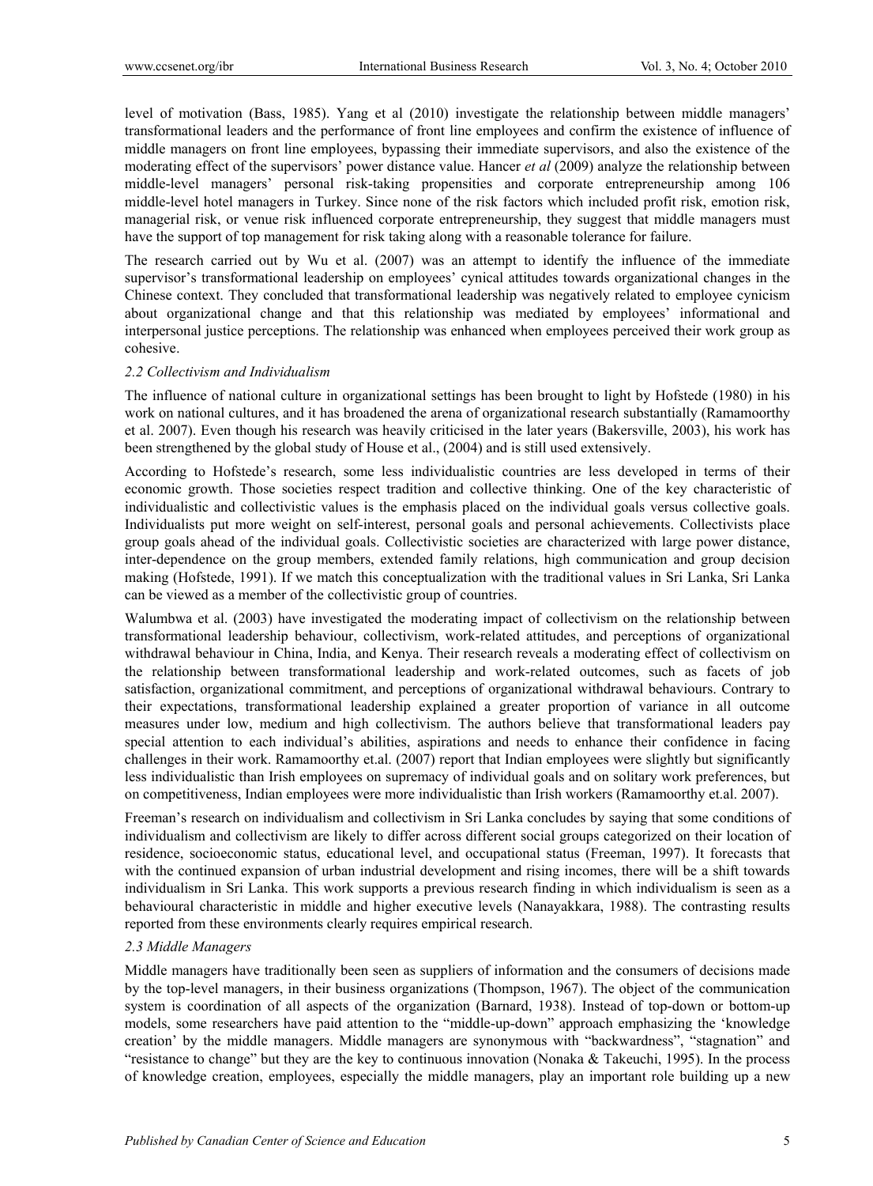level of motivation (Bass, 1985). Yang et al (2010) investigate the relationship between middle managers' transformational leaders and the performance of front line employees and confirm the existence of influence of middle managers on front line employees, bypassing their immediate supervisors, and also the existence of the moderating effect of the supervisors' power distance value. Hancer *et al* (2009) analyze the relationship between middle-level managers' personal risk-taking propensities and corporate entrepreneurship among 106 middle-level hotel managers in Turkey. Since none of the risk factors which included profit risk, emotion risk, managerial risk, or venue risk influenced corporate entrepreneurship, they suggest that middle managers must have the support of top management for risk taking along with a reasonable tolerance for failure.

The research carried out by Wu et al. (2007) was an attempt to identify the influence of the immediate supervisor's transformational leadership on employees' cynical attitudes towards organizational changes in the Chinese context. They concluded that transformational leadership was negatively related to employee cynicism about organizational change and that this relationship was mediated by employees' informational and interpersonal justice perceptions. The relationship was enhanced when employees perceived their work group as cohesive.

### *2.2 Collectivism and Individualism*

The influence of national culture in organizational settings has been brought to light by Hofstede (1980) in his work on national cultures, and it has broadened the arena of organizational research substantially (Ramamoorthy et al. 2007). Even though his research was heavily criticised in the later years (Bakersville, 2003), his work has been strengthened by the global study of House et al., (2004) and is still used extensively.

According to Hofstede's research, some less individualistic countries are less developed in terms of their economic growth. Those societies respect tradition and collective thinking. One of the key characteristic of individualistic and collectivistic values is the emphasis placed on the individual goals versus collective goals. Individualists put more weight on self-interest, personal goals and personal achievements. Collectivists place group goals ahead of the individual goals. Collectivistic societies are characterized with large power distance, inter-dependence on the group members, extended family relations, high communication and group decision making (Hofstede, 1991). If we match this conceptualization with the traditional values in Sri Lanka, Sri Lanka can be viewed as a member of the collectivistic group of countries.

Walumbwa et al. (2003) have investigated the moderating impact of collectivism on the relationship between transformational leadership behaviour, collectivism, work-related attitudes, and perceptions of organizational withdrawal behaviour in China, India, and Kenya. Their research reveals a moderating effect of collectivism on the relationship between transformational leadership and work-related outcomes, such as facets of job satisfaction, organizational commitment, and perceptions of organizational withdrawal behaviours. Contrary to their expectations, transformational leadership explained a greater proportion of variance in all outcome measures under low, medium and high collectivism. The authors believe that transformational leaders pay special attention to each individual's abilities, aspirations and needs to enhance their confidence in facing challenges in their work. Ramamoorthy et.al. (2007) report that Indian employees were slightly but significantly less individualistic than Irish employees on supremacy of individual goals and on solitary work preferences, but on competitiveness, Indian employees were more individualistic than Irish workers (Ramamoorthy et.al. 2007).

Freeman's research on individualism and collectivism in Sri Lanka concludes by saying that some conditions of individualism and collectivism are likely to differ across different social groups categorized on their location of residence, socioeconomic status, educational level, and occupational status (Freeman, 1997). It forecasts that with the continued expansion of urban industrial development and rising incomes, there will be a shift towards individualism in Sri Lanka. This work supports a previous research finding in which individualism is seen as a behavioural characteristic in middle and higher executive levels (Nanayakkara, 1988). The contrasting results reported from these environments clearly requires empirical research.

### *2.3 Middle Managers*

Middle managers have traditionally been seen as suppliers of information and the consumers of decisions made by the top-level managers, in their business organizations (Thompson, 1967). The object of the communication system is coordination of all aspects of the organization (Barnard, 1938). Instead of top-down or bottom-up models, some researchers have paid attention to the "middle-up-down" approach emphasizing the 'knowledge creation' by the middle managers. Middle managers are synonymous with "backwardness", "stagnation" and "resistance to change" but they are the key to continuous innovation (Nonaka & Takeuchi, 1995). In the process of knowledge creation, employees, especially the middle managers, play an important role building up a new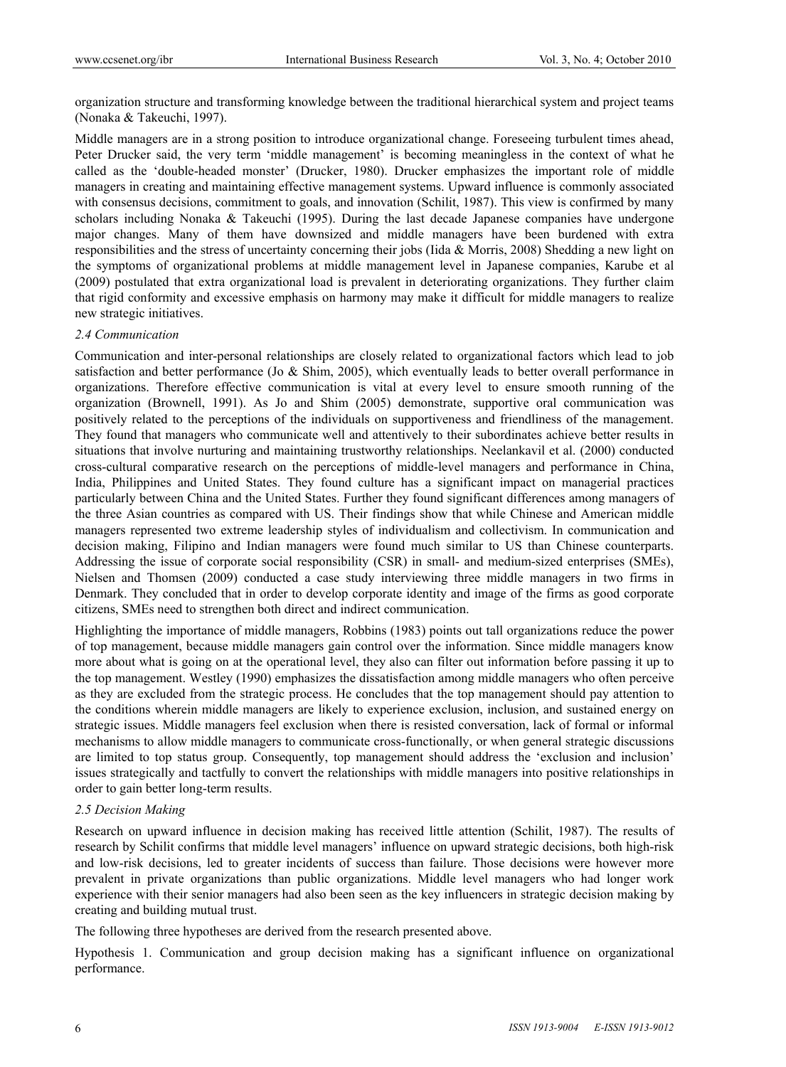organization structure and transforming knowledge between the traditional hierarchical system and project teams (Nonaka & Takeuchi, 1997).

Middle managers are in a strong position to introduce organizational change. Foreseeing turbulent times ahead, Peter Drucker said, the very term 'middle management' is becoming meaningless in the context of what he called as the 'double-headed monster' (Drucker, 1980). Drucker emphasizes the important role of middle managers in creating and maintaining effective management systems. Upward influence is commonly associated with consensus decisions, commitment to goals, and innovation (Schilit, 1987). This view is confirmed by many scholars including Nonaka & Takeuchi (1995). During the last decade Japanese companies have undergone major changes. Many of them have downsized and middle managers have been burdened with extra responsibilities and the stress of uncertainty concerning their jobs (Iida & Morris, 2008) Shedding a new light on the symptoms of organizational problems at middle management level in Japanese companies, Karube et al (2009) postulated that extra organizational load is prevalent in deteriorating organizations. They further claim that rigid conformity and excessive emphasis on harmony may make it difficult for middle managers to realize new strategic initiatives.

### *2.4 Communication*

Communication and inter-personal relationships are closely related to organizational factors which lead to job satisfaction and better performance (Jo & Shim, 2005), which eventually leads to better overall performance in organizations. Therefore effective communication is vital at every level to ensure smooth running of the organization (Brownell, 1991). As Jo and Shim (2005) demonstrate, supportive oral communication was positively related to the perceptions of the individuals on supportiveness and friendliness of the management. They found that managers who communicate well and attentively to their subordinates achieve better results in situations that involve nurturing and maintaining trustworthy relationships. Neelankavil et al. (2000) conducted cross-cultural comparative research on the perceptions of middle-level managers and performance in China, India, Philippines and United States. They found culture has a significant impact on managerial practices particularly between China and the United States. Further they found significant differences among managers of the three Asian countries as compared with US. Their findings show that while Chinese and American middle managers represented two extreme leadership styles of individualism and collectivism. In communication and decision making, Filipino and Indian managers were found much similar to US than Chinese counterparts. Addressing the issue of corporate social responsibility (CSR) in small- and medium-sized enterprises (SMEs), Nielsen and Thomsen (2009) conducted a case study interviewing three middle managers in two firms in Denmark. They concluded that in order to develop corporate identity and image of the firms as good corporate citizens, SMEs need to strengthen both direct and indirect communication.

Highlighting the importance of middle managers, Robbins (1983) points out tall organizations reduce the power of top management, because middle managers gain control over the information. Since middle managers know more about what is going on at the operational level, they also can filter out information before passing it up to the top management. Westley (1990) emphasizes the dissatisfaction among middle managers who often perceive as they are excluded from the strategic process. He concludes that the top management should pay attention to the conditions wherein middle managers are likely to experience exclusion, inclusion, and sustained energy on strategic issues. Middle managers feel exclusion when there is resisted conversation, lack of formal or informal mechanisms to allow middle managers to communicate cross-functionally, or when general strategic discussions are limited to top status group. Consequently, top management should address the 'exclusion and inclusion' issues strategically and tactfully to convert the relationships with middle managers into positive relationships in order to gain better long-term results.

### *2.5 Decision Making*

Research on upward influence in decision making has received little attention (Schilit, 1987). The results of research by Schilit confirms that middle level managers' influence on upward strategic decisions, both high-risk and low-risk decisions, led to greater incidents of success than failure. Those decisions were however more prevalent in private organizations than public organizations. Middle level managers who had longer work experience with their senior managers had also been seen as the key influencers in strategic decision making by creating and building mutual trust.

The following three hypotheses are derived from the research presented above.

Hypothesis 1. Communication and group decision making has a significant influence on organizational performance.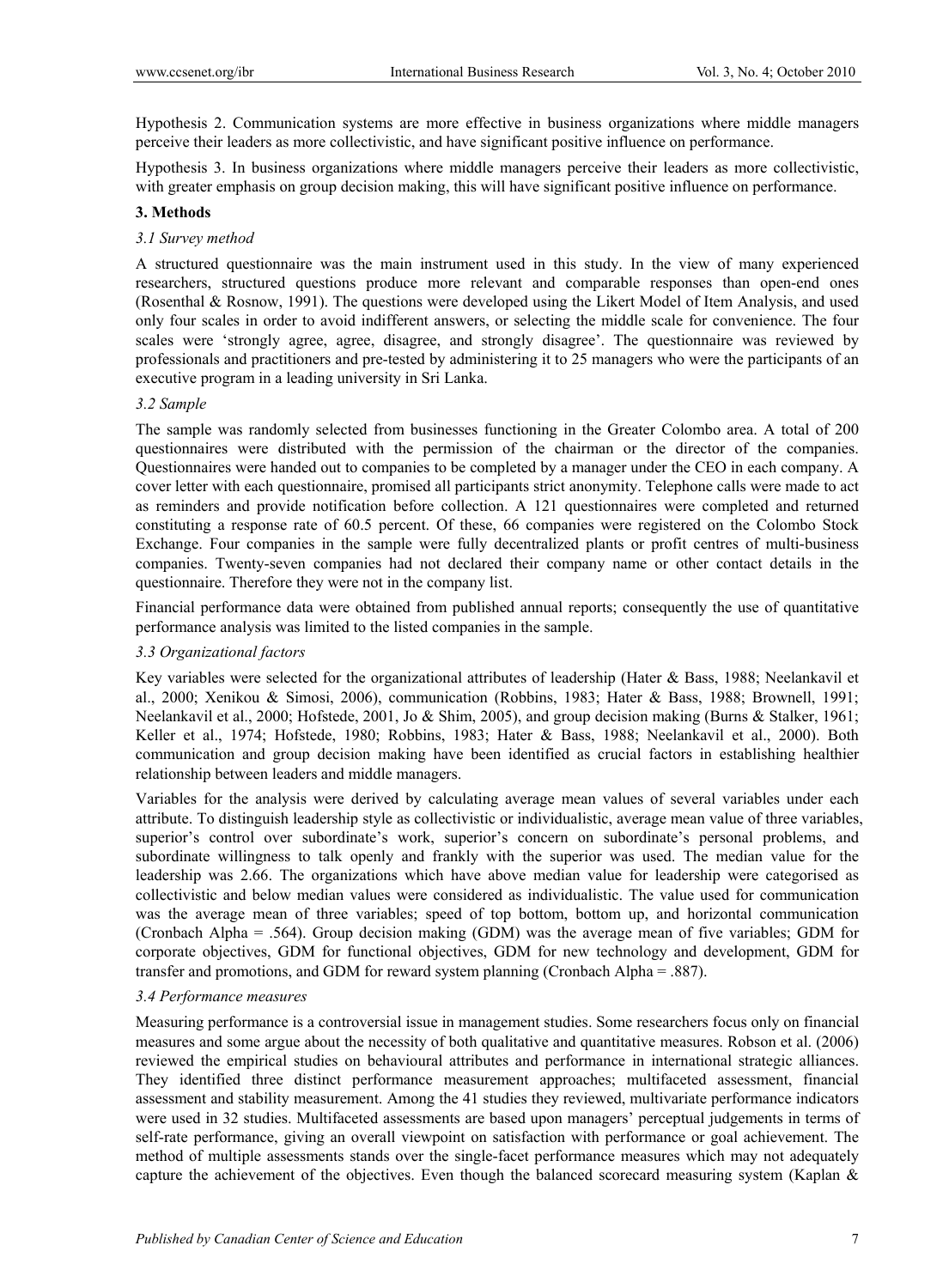Hypothesis 2. Communication systems are more effective in business organizations where middle managers perceive their leaders as more collectivistic, and have significant positive influence on performance.

Hypothesis 3. In business organizations where middle managers perceive their leaders as more collectivistic, with greater emphasis on group decision making, this will have significant positive influence on performance.

## 3. Methods

### 3.1 Survey method

A structured questionnaire was the main instrument used in this study. In the view of many experienced researchers, structured questions produce more relevant and comparable responses than open-end ones (Rosenthal & Rosnow, 1991). The questions were developed using the Likert Model of Item Analysis, and used only four scales in order to avoid indifferent answers, or selecting the middle scale for convenience. The four scales were 'strongly agree, agree, disagree, and strongly disagree'. The questionnaire was reviewed by professionals and practitioners and pre-tested by administering it to 25 managers who were the participants of an executive program in a leading university in Sri Lanka.

### 3.2 Sample

The sample was randomly selected from businesses functioning in the Greater Colombo area. A total of 200 questionnaires were distributed with the permission of the chairman or the director of the companies. Questionnaires were handed out to companies to be completed by a manager under the CEO in each company. A cover letter with each questionnaire, promised all participants strict anonymity. Telephone calls were made to act as reminders and provide notification before collection. A 121 questionnaires were completed and returned constituting a response rate of 60.5 percent. Of these, 66 companies were registered on the Colombo Stock Exchange. Four companies in the sample were fully decentralized plants or profit centres of multi-business companies. Twenty-seven companies had not declared their company name or other contact details in the questionnaire. Therefore they were not in the company list.

Financial performance data were obtained from published annual reports; consequently the use of quantitative performance analysis was limited to the listed companies in the sample.

### 3.3 Organizational factors

Key variables were selected for the organizational attributes of leadership (Hater & Bass, 1988; Neelankavil et al., 2000; Xenikou & Simosi, 2006), communication (Robbins, 1983; Hater & Bass, 1988; Brownell, 1991; Neelankavil et al., 2000; Hofstede, 2001, Jo & Shim, 2005), and group decision making (Burns & Stalker, 1961; Keller et al., 1974; Hofstede, 1980; Robbins, 1983; Hater & Bass, 1988; Neelankavil et al., 2000). Both communication and group decision making have been identified as crucial factors in establishing healthier relationship between leaders and middle managers.

Variables for the analysis were derived by calculating average mean values of several variables under each attribute. To distinguish leadership style as collectivistic or individualistic, average mean value of three variables, superior's control over subordinate's work, superior's concern on subordinate's personal problems, and subordinate willingness to talk openly and frankly with the superior was used. The median value for the leadership was 2.66. The organizations which have above median value for leadership were categorised as collectivistic and below median values were considered as individualistic. The value used for communication was the average mean of three variables; speed of top bottom, bottom up, and horizontal communication (Cronbach Alpha = .564). Group decision making (GDM) was the average mean of five variables; GDM for corporate objectives, GDM for functional objectives, GDM for new technology and development, GDM for transfer and promotions, and GDM for reward system planning (Cronbach Alpha = .887).

### 3.4 Performance measures

Measuring performance is a controversial issue in management studies. Some researchers focus only on financial measures and some argue about the necessity of both qualitative and quantitative measures. Robson et al. (2006) reviewed the empirical studies on behavioural attributes and performance in international strategic alliances. They identified three distinct performance measurement approaches; multifaceted assessment, financial assessment and stability measurement. Among the 41 studies they reviewed, multivariate performance indicators were used in 32 studies. Multifaceted assessments are based upon managers' perceptual judgements in terms of self-rate performance, giving an overall viewpoint on satisfaction with performance or goal achievement. The method of multiple assessments stands over the single-facet performance measures which may not adequately capture the achievement of the objectives. Even though the balanced scorecard measuring system (Kaplan &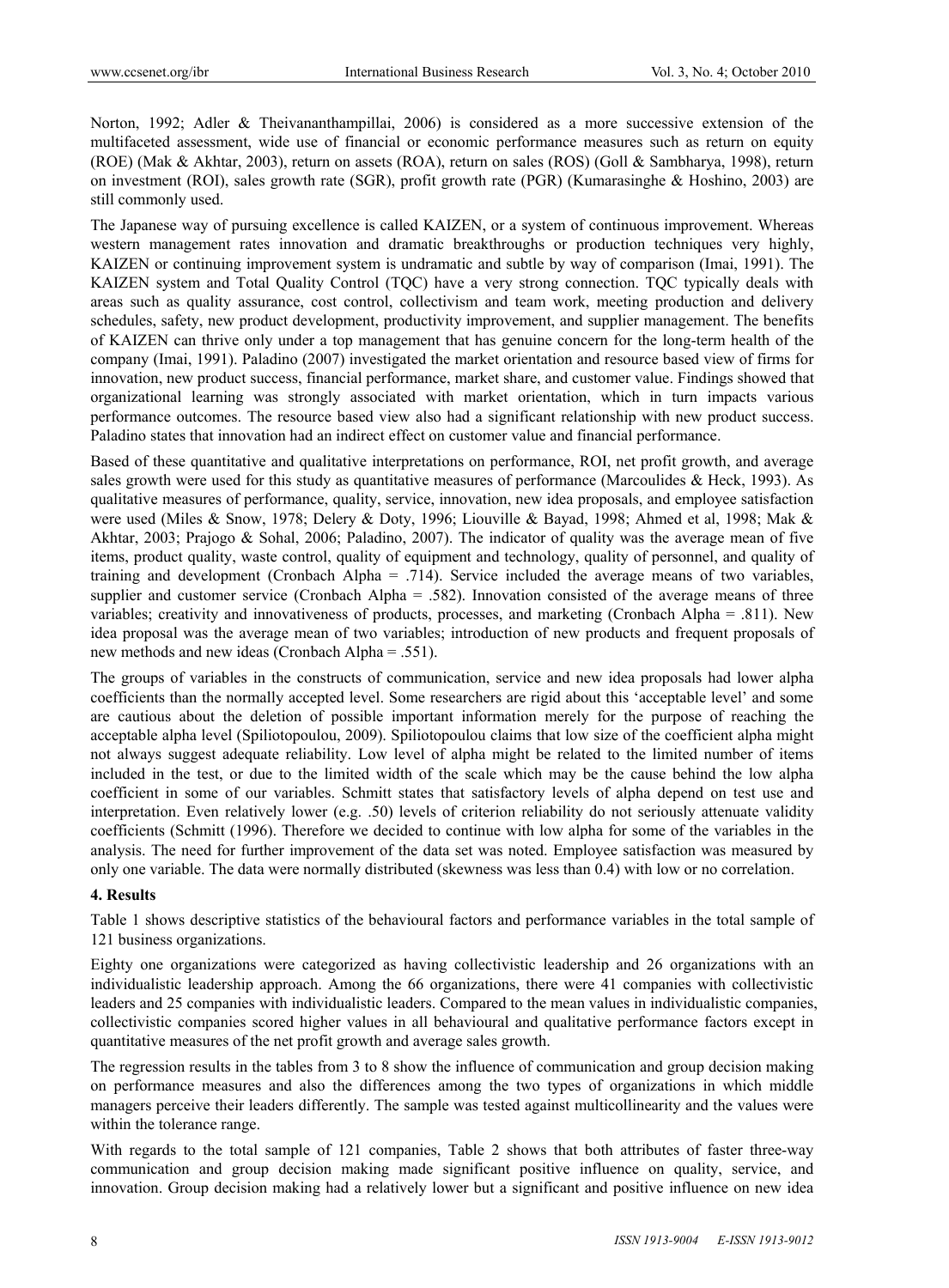Norton, 1992; Adler & Theivananthampillai, 2006) is considered as a more successive extension of the multifaceted assessment, wide use of financial or economic performance measures such as return on equity (ROE) (Mak & Akhtar, 2003), return on assets (ROA), return on sales (ROS) (Goll & Sambharya, 1998), return on investment (ROI), sales growth rate (SGR), profit growth rate (PGR) (Kumarasinghe & Hoshino, 2003) are still commonly used.

The Japanese way of pursuing excellence is called KAIZEN, or a system of continuous improvement. Whereas western management rates innovation and dramatic breakthroughs or production techniques very highly, KAIZEN or continuing improvement system is undramatic and subtle by way of comparison (Imai, 1991). The KAIZEN system and Total Quality Control (TQC) have a very strong connection. TQC typically deals with areas such as quality assurance, cost control, collectivism and team work, meeting production and delivery schedules, safety, new product development, productivity improvement, and supplier management. The benefits of KAIZEN can thrive only under a top management that has genuine concern for the long-term health of the company (Imai, 1991). Paladino (2007) investigated the market orientation and resource based view of firms for innovation, new product success, financial performance, market share, and customer value. Findings showed that organizational learning was strongly associated with market orientation, which in turn impacts various performance outcomes. The resource based view also had a significant relationship with new product success. Paladino states that innovation had an indirect effect on customer value and financial performance.

Based of these quantitative and qualitative interpretations on performance, ROI, net profit growth, and average sales growth were used for this study as quantitative measures of performance (Marcoulides & Heck, 1993). As qualitative measures of performance, quality, service, innovation, new idea proposals, and employee satisfaction were used (Miles & Snow, 1978; Delery & Doty, 1996; Liouville & Bayad, 1998; Ahmed et al, 1998; Mak & Akhtar, 2003; Prajogo & Sohal, 2006; Paladino, 2007). The indicator of quality was the average mean of five items, product quality, waste control, quality of equipment and technology, quality of personnel, and quality of training and development (Cronbach Alpha = .714). Service included the average means of two variables, supplier and customer service (Cronbach Alpha = .582). Innovation consisted of the average means of three variables; creativity and innovativeness of products, processes, and marketing (Cronbach Alpha = .811). New idea proposal was the average mean of two variables; introduction of new products and frequent proposals of new methods and new ideas (Cronbach Alpha = .551).

The groups of variables in the constructs of communication, service and new idea proposals had lower alpha coefficients than the normally accepted level. Some researchers are rigid about this 'acceptable level' and some are cautious about the deletion of possible important information merely for the purpose of reaching the acceptable alpha level (Spiliotopoulou, 2009). Spiliotopoulou claims that low size of the coefficient alpha might not always suggest adequate reliability. Low level of alpha might be related to the limited number of items included in the test, or due to the limited width of the scale which may be the cause behind the low alpha coefficient in some of our variables. Schmitt states that satisfactory levels of alpha depend on test use and interpretation. Even relatively lower (e.g. .50) levels of criterion reliability do not seriously attenuate validity coefficients (Schmitt (1996). Therefore we decided to continue with low alpha for some of the variables in the analysis. The need for further improvement of the data set was noted. Employee satisfaction was measured by only one variable. The data were normally distributed (skewness was less than 0.4) with low or no correlation.

## 4. Results

Table 1 shows descriptive statistics of the behavioural factors and performance variables in the total sample of 121 business organizations.

Eighty one organizations were categorized as having collectivistic leadership and 26 organizations with an individualistic leadership approach. Among the 66 organizations, there were 41 companies with collectivistic leaders and 25 companies with individualistic leaders. Compared to the mean values in individualistic companies, collectivistic companies scored higher values in all behavioural and qualitative performance factors except in quantitative measures of the net profit growth and average sales growth.

The regression results in the tables from 3 to 8 show the influence of communication and group decision making on performance measures and also the differences among the two types of organizations in which middle managers perceive their leaders differently. The sample was tested against multicollinearity and the values were within the tolerance range.

With regards to the total sample of 121 companies, Table 2 shows that both attributes of faster three-way communication and group decision making made significant positive influence on quality, service, and innovation. Group decision making had a relatively lower but a significant and positive influence on new idea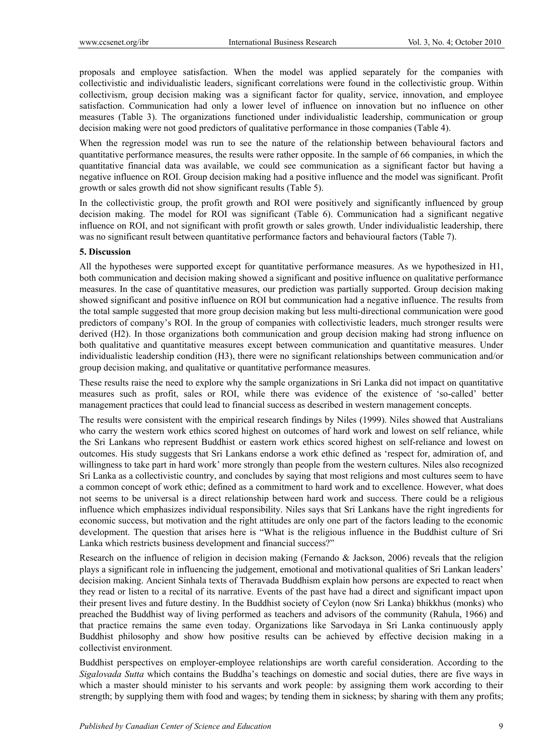proposals and employee satisfaction. When the model was applied separately for the companies with collectivistic and individualistic leaders, significant correlations were found in the collectivistic group. Within collectivism, group decision making was a significant factor for quality, service, innovation, and employee satisfaction. Communication had only a lower level of influence on innovation but no influence on other measures (Table 3). The organizations functioned under individualistic leadership, communication or group decision making were not good predictors of qualitative performance in those companies (Table 4).

When the regression model was run to see the nature of the relationship between behavioural factors and quantitative performance measures, the results were rather opposite. In the sample of 66 companies, in which the quantitative financial data was available, we could see communication as a significant factor but having a negative influence on ROI. Group decision making had a positive influence and the model was significant. Profit growth or sales growth did not show significant results (Table 5).

In the collectivistic group, the profit growth and ROI were positively and significantly influenced by group decision making. The model for ROI was significant (Table 6). Communication had a significant negative influence on ROI, and not significant with profit growth or sales growth. Under individualistic leadership, there was no significant result between quantitative performance factors and behavioural factors (Table 7).

## 5. Discussion

All the hypotheses were supported except for quantitative performance measures. As we hypothesized in H1, both communication and decision making showed a significant and positive influence on qualitative performance measures. In the case of quantitative measures, our prediction was partially supported. Group decision making showed significant and positive influence on ROI but communication had a negative influence. The results from the total sample suggested that more group decision making but less multi-directional communication were good predictors of company's ROI. In the group of companies with collectivistic leaders, much stronger results were derived (H2). In those organizations both communication and group decision making had strong influence on both qualitative and quantitative measures except between communication and quantitative measures. Under individualistic leadership condition (H3), there were no significant relationships between communication and/or group decision making, and qualitative or quantitative performance measures.

These results raise the need to explore why the sample organizations in Sri Lanka did not impact on quantitative measures such as profit, sales or ROI, while there was evidence of the existence of 'so-called' better management practices that could lead to financial success as described in western management concepts.

The results were consistent with the empirical research findings by Niles (1999). Niles showed that Australians who carry the western work ethics scored highest on outcomes of hard work and lowest on self reliance, while the Sri Lankans who represent Buddhist or eastern work ethics scored highest on self-reliance and lowest on outcomes. His study suggests that Sri Lankans endorse a work ethic defined as 'respect for, admiration of, and willingness to take part in hard work' more strongly than people from the western cultures. Niles also recognized Sri Lanka as a collectivistic country, and concludes by saying that most religions and most cultures seem to have a common concept of work ethic; defined as a commitment to hard work and to excellence. However, what does not seems to be universal is a direct relationship between hard work and success. There could be a religious influence which emphasizes individual responsibility. Niles says that Sri Lankans have the right ingredients for economic success, but motivation and the right attitudes are only one part of the factors leading to the economic development. The question that arises here is "What is the religious influence in the Buddhist culture of Sri Lanka which restricts business development and financial success?"

Research on the influence of religion in decision making (Fernando & Jackson, 2006) reveals that the religion plays a significant role in influencing the judgement, emotional and motivational qualities of Sri Lankan leaders' decision making. Ancient Sinhala texts of Theravada Buddhism explain how persons are expected to react when they read or listen to a recital of its narrative. Events of the past have had a direct and significant impact upon their present lives and future destiny. In the Buddhist society of Ceylon (now Sri Lanka) bhikkhus (monks) who preached the Buddhist way of living performed as teachers and advisors of the community (Rahula, 1966) and that practice remains the same even today. Organizations like Sarvodaya in Sri Lanka continuously apply Buddhist philosophy and show how positive results can be achieved by effective decision making in a collectivist environment.

Buddhist perspectives on employer-employee relationships are worth careful consideration. According to the *Sigalovada Sutta* which contains the Buddha's teachings on domestic and social duties, there are five ways in which a master should minister to his servants and work people: by assigning them work according to their strength; by supplying them with food and wages; by tending them in sickness; by sharing with them any profits;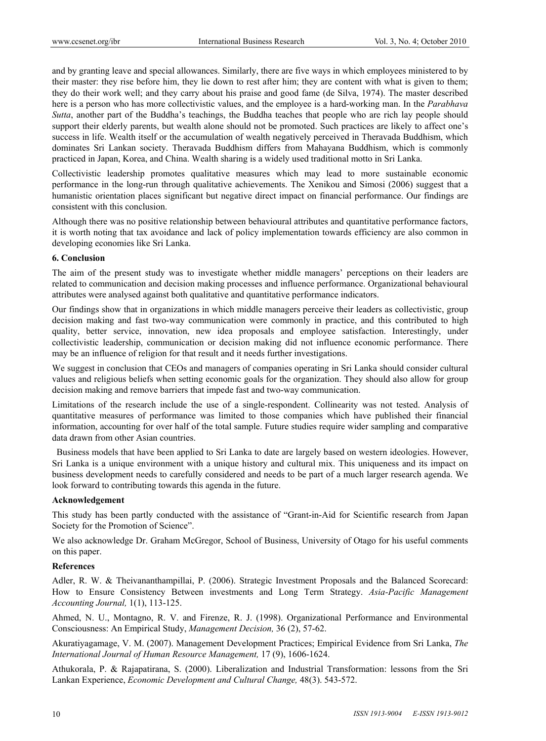and by granting leave and special allowances. Similarly, there are five ways in which employees ministered to by their master: they rise before him, they lie down to rest after him; they are content with what is given to them; they do their work well; and they carry about his praise and good fame (de Silva, 1974). The master described here is a person who has more collectivistic values, and the employee is a hard-working man. In the *Parabhava Sutta*, another part of the Buddha's teachings, the Buddha teaches that people who are rich lay people should support their elderly parents, but wealth alone should not be promoted. Such practices are likely to affect one's success in life. Wealth itself or the accumulation of wealth negatively perceived in Theravada Buddhism, which dominates Sri Lankan society. Theravada Buddhism differs from Mahayana Buddhism, which is commonly practiced in Japan, Korea, and China. Wealth sharing is a widely used traditional motto in Sri Lanka.

Collectivistic leadership promotes qualitative measures which may lead to more sustainable economic performance in the long-run through qualitative achievements. The Xenikou and Simosi (2006) suggest that a humanistic orientation places significant but negative direct impact on financial performance. Our findings are consistent with this conclusion.

Although there was no positive relationship between behavioural attributes and quantitative performance factors, it is worth noting that tax avoidance and lack of policy implementation towards efficiency are also common in developing economies like Sri Lanka.

## 6. Conclusion

The aim of the present study was to investigate whether middle managers' perceptions on their leaders are related to communication and decision making processes and influence performance. Organizational behavioural attributes were analysed against both qualitative and quantitative performance indicators.

Our findings show that in organizations in which middle managers perceive their leaders as collectivistic, group decision making and fast two-way communication were commonly in practice, and this contributed to high quality, better service, innovation, new idea proposals and employee satisfaction. Interestingly, under collectivistic leadership, communication or decision making did not influence economic performance. There may be an influence of religion for that result and it needs further investigations.

We suggest in conclusion that CEOs and managers of companies operating in Sri Lanka should consider cultural values and religious beliefs when setting economic goals for the organization. They should also allow for group decision making and remove barriers that impede fast and two-way communication.

Limitations of the research include the use of a single-respondent. Collinearity was not tested. Analysis of quantitative measures of performance was limited to those companies which have published their financial information, accounting for over half of the total sample. Future studies require wider sampling and comparative data drawn from other Asian countries.

Business models that have been applied to Sri Lanka to date are largely based on western ideologies. However, Sri Lanka is a unique environment with a unique history and cultural mix. This uniqueness and its impact on business development needs to carefully considered and needs to be part of a much larger research agenda. We look forward to contributing towards this agenda in the future.

## Acknowledgement

This study has been partly conducted with the assistance of "Grant-in-Aid for Scientific research from Japan Society for the Promotion of Science".

We also acknowledge Dr. Graham McGregor, School of Business, University of Otago for his useful comments on this paper.

## References

Adler, R. W. & Theivananthampillai, P. (2006). Strategic Investment Proposals and the Balanced Scorecard: How to Ensure Consistency Between investments and Long Term Strategy. *Asia-Pacific Management Accounting Journal,* 1(1), 113-125.

Ahmed, N. U., Montagno, R. V. and Firenze, R. J. (1998). Organizational Performance and Environmental Consciousness: An Empirical Study, *Management Decision,* 36 (2), 57-62.

Akuratiyagamage, V. M. (2007). Management Development Practices; Empirical Evidence from Sri Lanka, *The International Journal of Human Resource Management,* 17 (9), 1606-1624.

Athukorala, P. & Rajapatirana, S. (2000). Liberalization and Industrial Transformation: lessons from the Sri Lankan Experience, *Economic Development and Cultural Change,* 48(3). 543-572.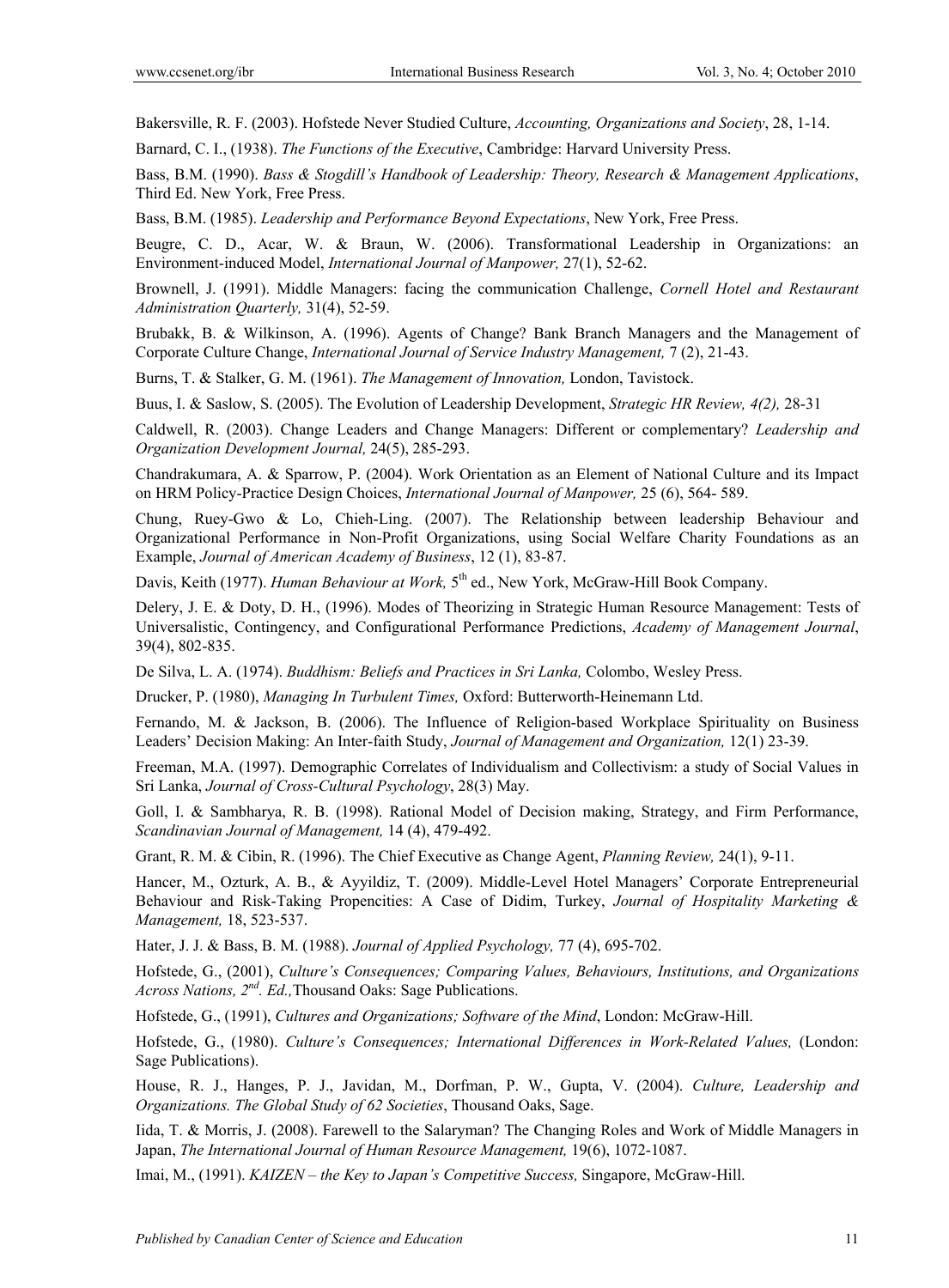Bakersville, R. F. (2003). Hofstede Never Studied Culture, *Accounting, Organizations and Society*, 28, 1-14.

Barnard, C. I., (1938). *The Functions of the Executive*, Cambridge: Harvard University Press.

Bass, B.M. (1990). *Bass & Stogdill's Handbook of Leadership: Theory, Research & Management Applications*, Third Ed. New York, Free Press.

Bass, B.M. (1985). *Leadership and Performance Beyond Expectations*, New York, Free Press.

Beugre, C. D., Acar, W. & Braun, W. (2006). Transformational Leadership in Organizations: an Environment-induced Model, *International Journal of Manpower,* 27(1), 52-62.

Brownell, J. (1991). Middle Managers: facing the communication Challenge, *Cornell Hotel and Restaurant Administration Quarterly,* 31(4), 52-59.

Brubakk, B. & Wilkinson, A. (1996). Agents of Change? Bank Branch Managers and the Management of Corporate Culture Change, *International Journal of Service Industry Management,* 7 (2), 21-43.

Burns, T. & Stalker, G. M. (1961). *The Management of Innovation,* London, Tavistock.

Buus, I. & Saslow, S. (2005). The Evolution of Leadership Development, *Strategic HR Review, 4(2),* 28-31

Caldwell, R. (2003). Change Leaders and Change Managers: Different or complementary? *Leadership and Organization Development Journal,* 24(5), 285-293.

Chandrakumara, A. & Sparrow, P. (2004). Work Orientation as an Element of National Culture and its Impact on HRM Policy-Practice Design Choices, *International Journal of Manpower,* 25 (6), 564- 589.

Chung, Ruey-Gwo & Lo, Chieh-Ling. (2007). The Relationship between leadership Behaviour and Organizational Performance in Non-Profit Organizations, using Social Welfare Charity Foundations as an Example, *Journal of American Academy of Business*, 12 (1), 83-87.

Davis, Keith (1977). *Human Behaviour at Work,* 5th ed., New York, McGraw-Hill Book Company.

Delery, J. E. & Doty, D. H., (1996). Modes of Theorizing in Strategic Human Resource Management: Tests of Universalistic, Contingency, and Configurational Performance Predictions, *Academy of Management Journal*, 39(4), 802-835.

De Silva, L. A. (1974). *Buddhism: Beliefs and Practices in Sri Lanka,* Colombo, Wesley Press.

Drucker, P. (1980), *Managing In Turbulent Times,* Oxford: Butterworth-Heinemann Ltd.

Fernando, M. & Jackson, B. (2006). The Influence of Religion-based Workplace Spirituality on Business Leaders' Decision Making: An Inter-faith Study, *Journal of Management and Organization,* 12(1) 23-39.

Freeman, M.A. (1997). Demographic Correlates of Individualism and Collectivism: a study of Social Values in Sri Lanka, *Journal of Cross-Cultural Psychology*, 28(3) May.

Goll, I. & Sambharya, R. B. (1998). Rational Model of Decision making, Strategy, and Firm Performance, *Scandinavian Journal of Management,* 14 (4), 479-492.

Grant, R. M. & Cibin, R. (1996). The Chief Executive as Change Agent, *Planning Review,* 24(1), 9-11.

Hancer, M., Ozturk, A. B., & Ayyildiz, T. (2009). Middle-Level Hotel Managers' Corporate Entrepreneurial Behaviour and Risk-Taking Propencities: A Case of Didim, Turkey, *Journal of Hospitality Marketing & Management,* 18, 523-537.

Hater, J. J. & Bass, B. M. (1988). *Journal of Applied Psychology,* 77 (4), 695-702.

Hofstede, G., (2001), *Culture's Consequences; Comparing Values, Behaviours, Institutions, and Organizations Across Nations, 2nd. Ed.,*Thousand Oaks: Sage Publications.

Hofstede, G., (1991), *Cultures and Organizations; Software of the Mind*, London: McGraw-Hill.

Hofstede, G., (1980). *Culture's Consequences; International Differences in Work-Related Values,* (London: Sage Publications).

House, R. J., Hanges, P. J., Javidan, M., Dorfman, P. W., Gupta, V. (2004). *Culture, Leadership and Organizations. The Global Study of 62 Societies*, Thousand Oaks, Sage.

Iida, T. & Morris, J. (2008). Farewell to the Salaryman? The Changing Roles and Work of Middle Managers in Japan, *The International Journal of Human Resource Management,* 19(6), 1072-1087.

Imai, M., (1991). *KAIZEN – the Key to Japan's Competitive Success,* Singapore, McGraw-Hill.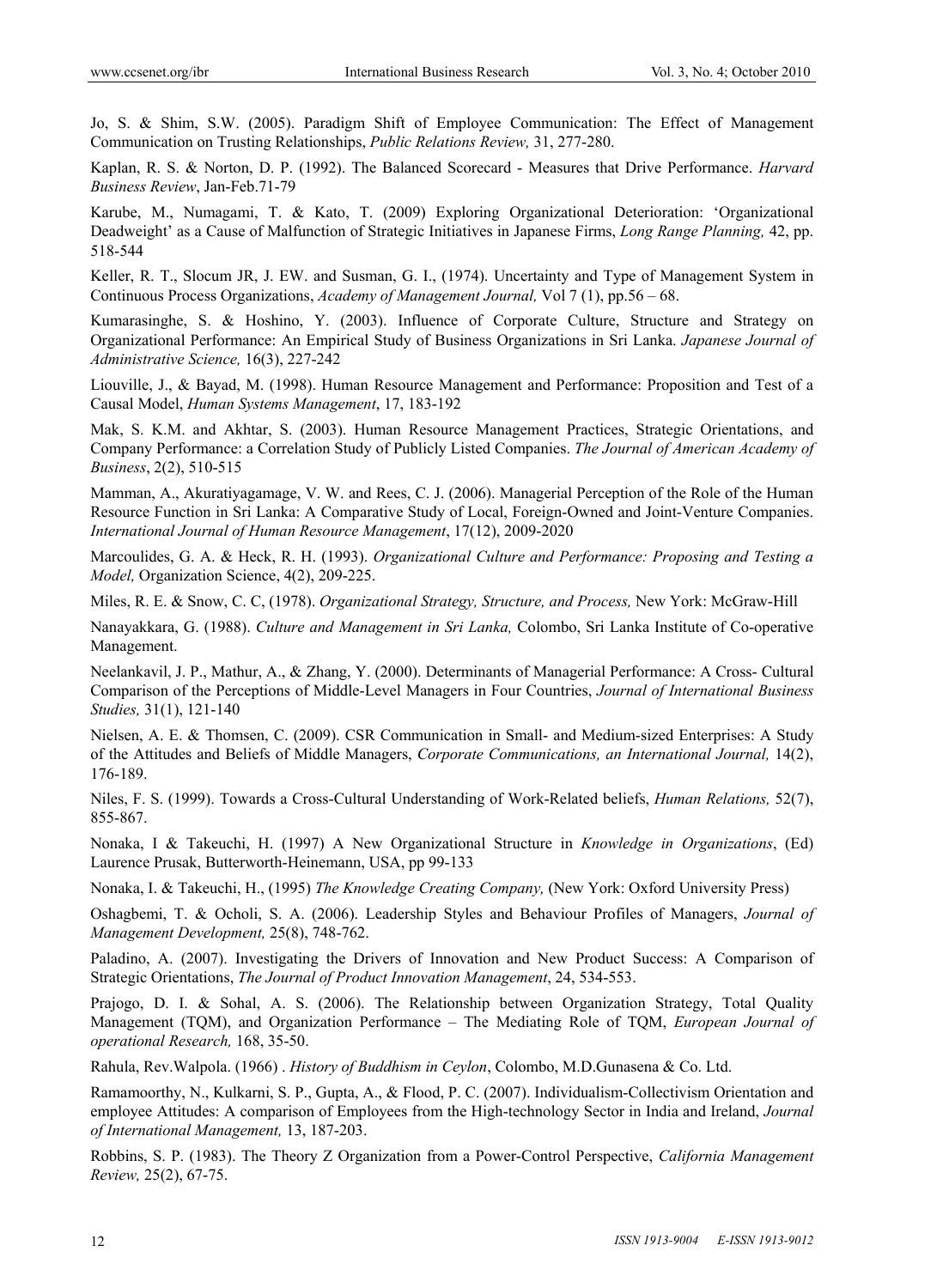Jo, S. & Shim, S.W. (2005). Paradigm Shift of Employee Communication: The Effect of Management Communication on Trusting Relationships, *Public Relations Review,* 31, 277-280.

Kaplan, R. S. & Norton, D. P. (1992). The Balanced Scorecard - Measures that Drive Performance. *Harvard Business Review*, Jan-Feb.71-79

Karube, M., Numagami, T. & Kato, T. (2009) Exploring Organizational Deterioration: 'Organizational Deadweight' as a Cause of Malfunction of Strategic Initiatives in Japanese Firms, *Long Range Planning,* 42, pp. 518-544

Keller, R. T., Slocum JR, J. EW. and Susman, G. I., (1974). Uncertainty and Type of Management System in Continuous Process Organizations, *Academy of Management Journal,* Vol 7 (1), pp.56 – 68.

Kumarasinghe, S. & Hoshino, Y. (2003). Influence of Corporate Culture, Structure and Strategy on Organizational Performance: An Empirical Study of Business Organizations in Sri Lanka. *Japanese Journal of Administrative Science,* 16(3), 227-242

Liouville, J., & Bayad, M. (1998). Human Resource Management and Performance: Proposition and Test of a Causal Model, *Human Systems Management*, 17, 183-192

Mak, S. K.M. and Akhtar, S. (2003). Human Resource Management Practices, Strategic Orientations, and Company Performance: a Correlation Study of Publicly Listed Companies. *The Journal of American Academy of Business*, 2(2), 510-515

Mamman, A., Akuratiyagamage, V. W. and Rees, C. J. (2006). Managerial Perception of the Role of the Human Resource Function in Sri Lanka: A Comparative Study of Local, Foreign-Owned and Joint-Venture Companies. *International Journal of Human Resource Management*, 17(12), 2009-2020

Marcoulides, G. A. & Heck, R. H. (1993). *Organizational Culture and Performance: Proposing and Testing a Model,* Organization Science, 4(2), 209-225.

Miles, R. E. & Snow, C. C, (1978). *Organizational Strategy, Structure, and Process,* New York: McGraw-Hill

Nanayakkara, G. (1988). *Culture and Management in Sri Lanka,* Colombo, Sri Lanka Institute of Co-operative Management.

Neelankavil, J. P., Mathur, A., & Zhang, Y. (2000). Determinants of Managerial Performance: A Cross- Cultural Comparison of the Perceptions of Middle-Level Managers in Four Countries, *Journal of International Business Studies,* 31(1), 121-140

Nielsen, A. E. & Thomsen, C. (2009). CSR Communication in Small- and Medium-sized Enterprises: A Study of the Attitudes and Beliefs of Middle Managers, *Corporate Communications, an International Journal,* 14(2), 176-189.

Niles, F. S. (1999). Towards a Cross-Cultural Understanding of Work-Related beliefs, *Human Relations,* 52(7), 855-867.

Nonaka, I & Takeuchi, H. (1997) A New Organizational Structure in *Knowledge in Organizations*, (Ed) Laurence Prusak, Butterworth-Heinemann, USA, pp 99-133

Nonaka, I. & Takeuchi, H., (1995) *The Knowledge Creating Company,* (New York: Oxford University Press)

Oshagbemi, T. & Ocholi, S. A. (2006). Leadership Styles and Behaviour Profiles of Managers, *Journal of Management Development,* 25(8), 748-762.

Paladino, A. (2007). Investigating the Drivers of Innovation and New Product Success: A Comparison of Strategic Orientations, *The Journal of Product Innovation Management*, 24, 534-553.

Prajogo, D. I. & Sohal, A. S. (2006). The Relationship between Organization Strategy, Total Quality Management (TQM), and Organization Performance – The Mediating Role of TQM, *European Journal of operational Research,* 168, 35-50.

Rahula, Rev.Walpola. (1966) . *History of Buddhism in Ceylon*, Colombo, M.D.Gunasena & Co. Ltd.

Ramamoorthy, N., Kulkarni, S. P., Gupta, A., & Flood, P. C. (2007). Individualism-Collectivism Orientation and employee Attitudes: A comparison of Employees from the High-technology Sector in India and Ireland, *Journal of International Management,* 13, 187-203.

Robbins, S. P. (1983). The Theory Z Organization from a Power-Control Perspective, *California Management Review,* 25(2), 67-75.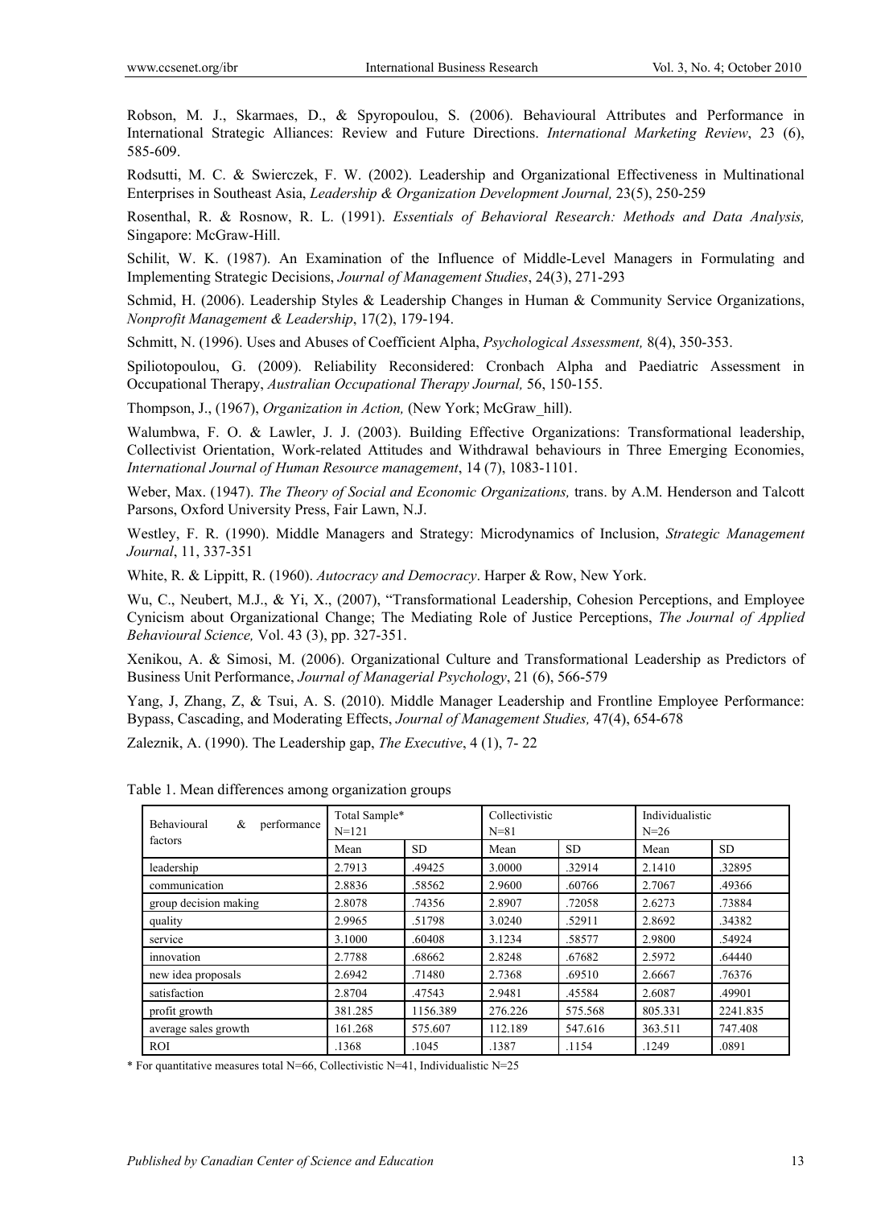Robson, M. J., Skarmaes, D., & Spyropoulou, S. (2006). Behavioural Attributes and Performance in International Strategic Alliances: Review and Future Directions. *International Marketing Review*, 23 (6), 585-609.

Rodsutti, M. C. & Swierczek, F. W. (2002). Leadership and Organizational Effectiveness in Multinational Enterprises in Southeast Asia, *Leadership & Organization Development Journal,* 23(5), 250-259

Rosenthal, R. & Rosnow, R. L. (1991). *Essentials of Behavioral Research: Methods and Data Analysis,* Singapore: McGraw-Hill.

Schilit, W. K. (1987). An Examination of the Influence of Middle-Level Managers in Formulating and Implementing Strategic Decisions, *Journal of Management Studies*, 24(3), 271-293

Schmid, H. (2006). Leadership Styles & Leadership Changes in Human & Community Service Organizations, *Nonprofit Management & Leadership*, 17(2), 179-194.

Schmitt, N. (1996). Uses and Abuses of Coefficient Alpha, *Psychological Assessment,* 8(4), 350-353.

Spiliotopoulou, G. (2009). Reliability Reconsidered: Cronbach Alpha and Paediatric Assessment in Occupational Therapy, *Australian Occupational Therapy Journal,* 56, 150-155.

Thompson, J., (1967), *Organization in Action,* (New York; McGraw_hill).

Walumbwa, F. O. & Lawler, J. J. (2003). Building Effective Organizations: Transformational leadership, Collectivist Orientation, Work-related Attitudes and Withdrawal behaviours in Three Emerging Economies, *International Journal of Human Resource management*, 14 (7), 1083-1101.

Weber, Max. (1947). *The Theory of Social and Economic Organizations,* trans. by A.M. Henderson and Talcott Parsons, Oxford University Press, Fair Lawn, N.J.

Westley, F. R. (1990). Middle Managers and Strategy: Microdynamics of Inclusion, *Strategic Management Journal*, 11, 337-351

White, R. & Lippitt, R. (1960). *Autocracy and Democracy*. Harper & Row, New York.

Wu, C., Neubert, M.J., & Yi, X., (2007), "Transformational Leadership, Cohesion Perceptions, and Employee Cynicism about Organizational Change; The Mediating Role of Justice Perceptions, *The Journal of Applied Behavioural Science,* Vol. 43 (3), pp. 327-351.

Xenikou, A. & Simosi, M. (2006). Organizational Culture and Transformational Leadership as Predictors of Business Unit Performance, *Journal of Managerial Psychology*, 21 (6), 566-579

Yang, J, Zhang, Z, & Tsui, A. S. (2010). Middle Manager Leadership and Frontline Employee Performance: Bypass, Cascading, and Moderating Effects, *Journal of Management Studies,* 47(4), 654-678

Zaleznik, A. (1990). The Leadership gap, *The Executive*, 4 (1), 7- 22

Table 1. Mean differences among organization groups

| Behavioural & performance factors | Total Sample* N=121 | | Collectivistic N=81 | | Individualistic N=26 | |
|---|---|---|---|---|---|---|
| | Mean | SD | Mean | SD | Mean | SD |
| leadership | 2.7913 | .49425 | 3.0000 | .32914 | 2.1410 | .32895 |
| communication | 2.8836 | .58562 | 2.9600 | .60766 | 2.7067 | .49366 |
| group decision making | 2.8078 | .74356 | 2.8907 | .72058 | 2.6273 | .73884 |
| quality | 2.9965 | .51798 | 3.0240 | .52911 | 2.8692 | .34382 |
| service | 3.1000 | .60408 | 3.1234 | .58577 | 2.9800 | .54924 |
| innovation | 2.7788 | .68662 | 2.8248 | .67682 | 2.5972 | .64440 |
| new idea proposals | 2.6942 | .71480 | 2.7368 | .69510 | 2.6667 | .76376 |
| satisfaction | 2.8704 | .47543 | 2.9481 | .45584 | 2.6087 | .49901 |
| profit growth | 381.285 | 1156.389 | 276.226 | 575.568 | 805.331 | 2241.835 |
| average sales growth | 161.268 | 575.607 | 112.189 | 547.616 | 363.511 | 747.408 |
| ROI | .1368 | .1045 | .1387 | .1154 | .1249 | .0891 |

\* For quantitative measures total N=66, Collectivistic N=41, Individualistic N=25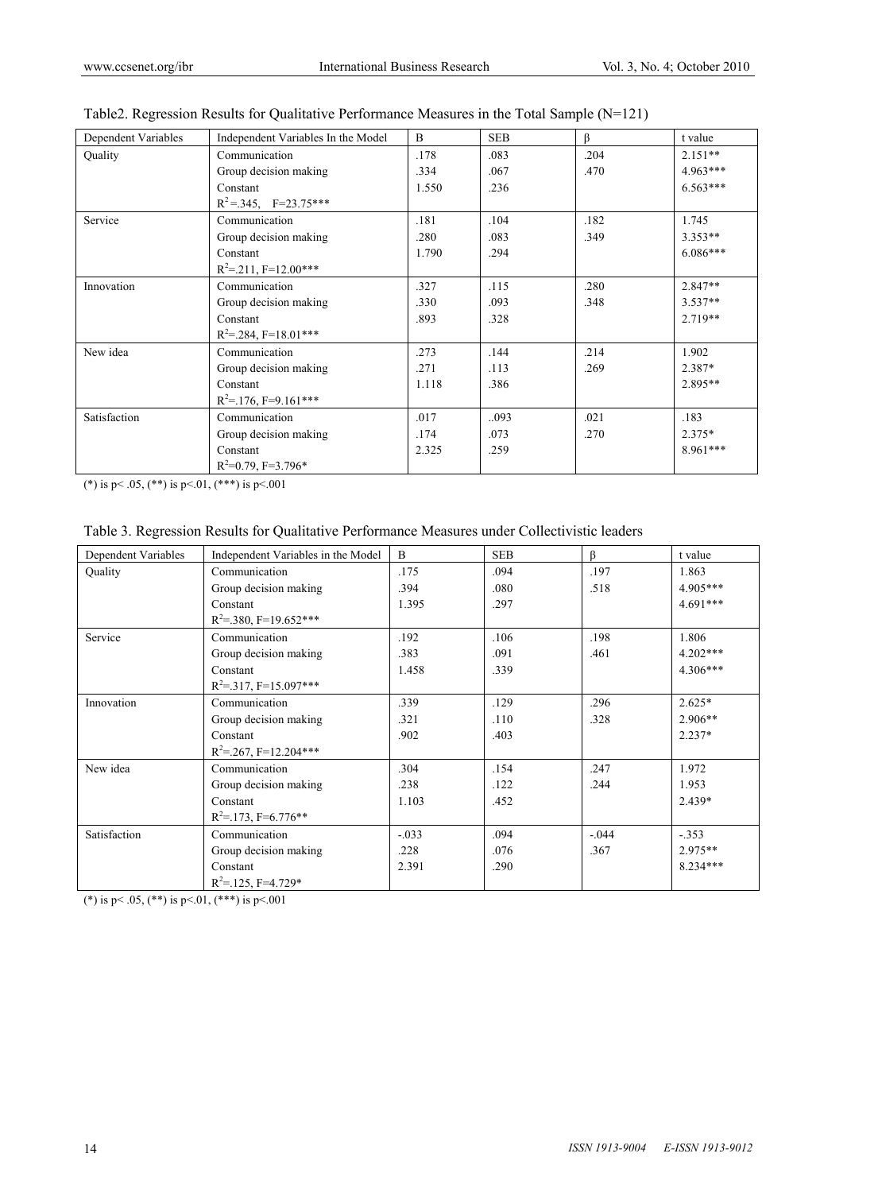Table2. Regression Results for Qualitative Performance Measures in the Total Sample (N=121)

| Dependent Variables | Independent Variables In the Model | B | SEB | β | t value |
|---|---|---|---|---|---|
| Quality | Communication | .178 | .083 | .204 | 2.151** |
| | Group decision making | .334 | .067 | .470 | 4.963*** |
| | Constant | 1.550 | .236 | | 6.563*** |
| | $R^2$=.345, F=23.75*** | | | | |
| Service | Communication | .181 | .104 | .182 | 1.745 |
| | Group decision making | .280 | .083 | .349 | 3.353** |
| | Constant | 1.790 | .294 | | 6.086*** |
| | $R^2$=.211, F=12.00*** | | | | |
| Innovation | Communication | .327 | .115 | .280 | 2.847** |
| | Group decision making | .330 | .093 | .348 | 3.537** |
| | Constant | .893 | .328 | | 2.719** |
| | $R^2$=.284, F=18.01*** | | | | |
| New idea | Communication | .273 | .144 | .214 | 1.902 |
| | Group decision making | .271 | .113 | .269 | 2.387* |
| | Constant | 1.118 | .386 | | 2.895** |
| | $R^2$=.176, F=9.161*** | | | | |
| Satisfaction | Communication | .017 | ..093 | .021 | .183 |
| | Group decision making | .174 | .073 | .270 | 2.375* |
| | Constant | 2.325 | .259 | | 8.961*** |
| | $R^2$=0.79, F=3.796* | | | | |

(*) is p< .05, (**) is p<.01, (***) is p<.001

Table 3. Regression Results for Qualitative Performance Measures under Collectivistic leaders

| Dependent Variables | Independent Variables in the Model | B | SEB | β | t value |
|---|---|---|---|---|---|
| Quality | Communication | .175 | .094 | .197 | 1.863 |
| | Group decision making | .394 | .080 | .518 | 4.905*** |
| | Constant | 1.395 | .297 | | 4.691*** |
| | $R^2$=.380, F=19.652*** | | | | |
| Service | Communication | .192 | .106 | .198 | 1.806 |
| | Group decision making | .383 | .091 | .461 | 4.202*** |
| | Constant | 1.458 | .339 | | 4.306*** |
| | $R^2$=.317, F=15.097*** | | | | |
| Innovation | Communication | .339 | .129 | .296 | 2.625* |
| | Group decision making | .321 | .110 | .328 | 2.906** |
| | Constant | .902 | .403 | | 2.237* |
| | $R^2$=.267, F=12.204*** | | | | |
| New idea | Communication | .304 | .154 | .247 | 1.972 |
| | Group decision making | .238 | .122 | .244 | 1.953 |
| | Constant | 1.103 | .452 | | 2.439* |
| | $R^2$=.173, F=6.776** | | | | |
| Satisfaction | Communication | -.033 | .094 | -.044 | -.353 |
| | Group decision making | .228 | .076 | .367 | 2.975** |
| | Constant | 2.391 | .290 | | 8.234*** |
| | $R^2$=.125, F=4.729* | | | | |

(*) is p< .05, (**) is p<.01, (***) is p<.001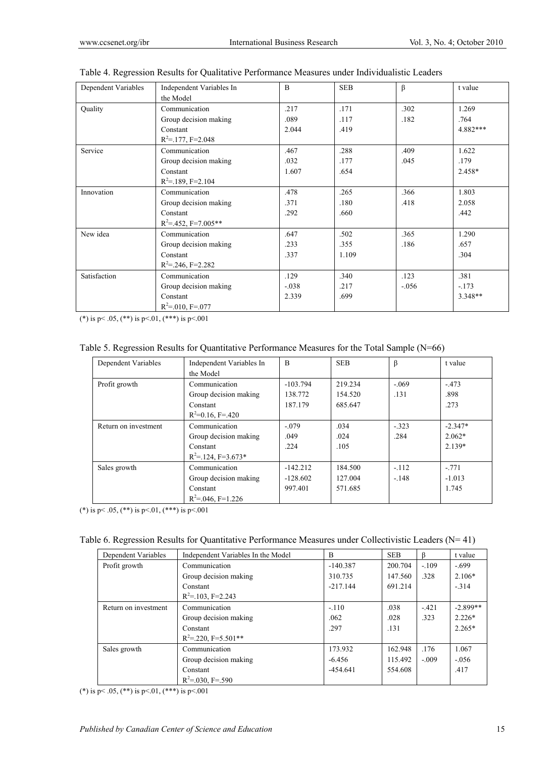Table 4. Regression Results for Qualitative Performance Measures under Individualistic Leaders

| Dependent Variables | Independent Variables In the Model | B | SEB | β | t value |
|---|---|---|---|---|---|
| Quality | Communication | .217 | .171 | .302 | 1.269 |
| | Group decision making | .089 | .117 | .182 | .764 |
| | Constant | 2.044 | .419 | | 4.882*** |
| | $R^2$=.177, F=2.048 | | | | |
| Service | Communication | .467 | .288 | .409 | 1.622 |
| | Group decision making | .032 | .177 | .045 | .179 |
| | Constant | 1.607 | .654 | | 2.458* |
| | $R^2$=.189, F=2.104 | | | | |
| Innovation | Communication | .478 | .265 | .366 | 1.803 |
| | Group decision making | .371 | .180 | .418 | 2.058 |
| | Constant | .292 | .660 | | .442 |
| | $R^2$=.452, F=7.005** | | | | |
| New idea | Communication | .647 | .502 | .365 | 1.290 |
| | Group decision making | .233 | .355 | .186 | .657 |
| | Constant | .337 | 1.109 | | .304 |
| | $R^2$=.246, F=2.282 | | | | |
| Satisfaction | Communication | .129 | .340 | .123 | .381 |
| | Group decision making | -.038 | .217 | -.056 | -.173 |
| | Constant | 2.339 | .699 | | 3.348** |
| | $R^2$=.010, F=.077 | | | | |

(*) is p< .05, (**) is p<.01, (***) is p<.001

Table 5. Regression Results for Quantitative Performance Measures for the Total Sample (N=66)

| Dependent Variables | Independent Variables In the Model | B | SEB | β | t value |
|---|---|---|---|---|---|
| Profit growth | Communication | -103.794 | 219.234 | -.069 | -.473 |
| | Group decision making | 138.772 | 154.520 | .131 | .898 |
| | Constant | 187.179 | 685.647 | | .273 |
| | $R^2$=0.16, F=.420 | | | | |
| Return on investment | Communication | -.079 | .034 | -.323 | -2.347* |
| | Group decision making | .049 | .024 | .284 | 2.062* |
| | Constant | .224 | .105 | | 2.139* |
| | $R^2$=.124, F=3.673* | | | | |
| Sales growth | Communication | -142.212 | 184.500 | -.112 | -.771 |
| | Group decision making | -128.602 | 127.004 | -.148 | -1.013 |
| | Constant | 997.401 | 571.685 | | 1.745 |
| | $R^2$=.046, F=1.226 | | | | |

(*) is p< .05, (**) is p<.01, (***) is p<.001

Table 6. Regression Results for Quantitative Performance Measures under Collectivistic Leaders (N= 41)

| Dependent Variables | Independent Variables In the Model | B | SEB | β | t value |
|---|---|---|---|---|---|
| Profit growth | Communication | -140.387 | 200.704 | -.109 | -.699 |
| | Group decision making | 310.735 | 147.560 | .328 | 2.106* |
| | Constant | -217.144 | 691.214 | | -.314 |
| | $R^2$=.103, F=2.243 | | | | |
| Return on investment | Communication | -.110 | .038 | -.421 | -2.899** |
| | Group decision making | .062 | .028 | .323 | 2.226* |
| | Constant | .297 | .131 | | 2.265* |
| | $R^2$=.220, F=5.501** | | | | |
| Sales growth | Communication | 173.932 | 162.948 | .176 | 1.067 |
| | Group decision making | -6.456 | 115.492 | -.009 | -.056 |
| | Constant | -454.641 | 554.608 | | .417 |
| | $R^2$=.030, F=.590 | | | | |

(*) is p< .05, (**) is p<.01, (***) is p<.001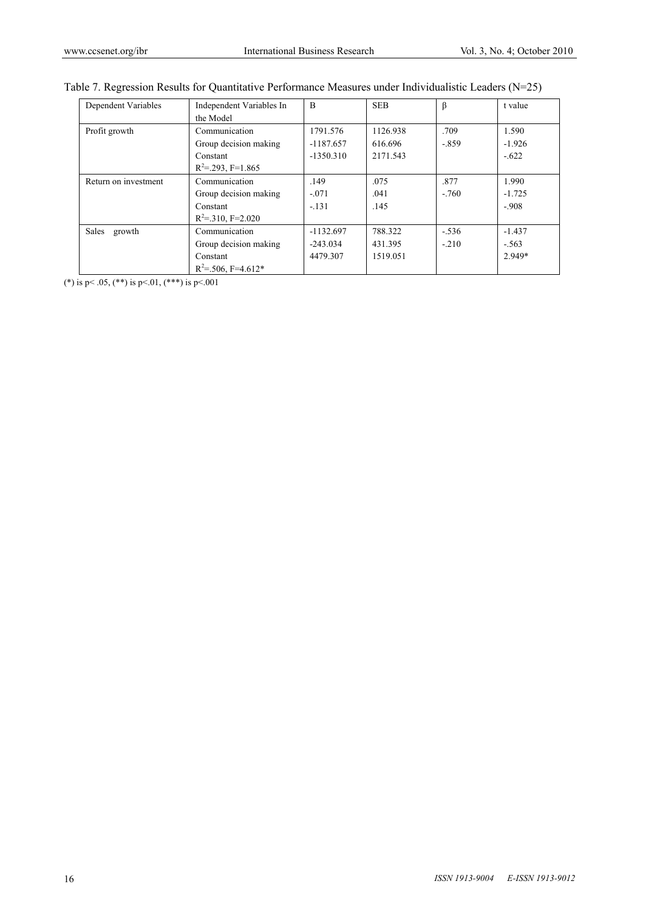Table 7. Regression Results for Quantitative Performance Measures under Individualistic Leaders (N=25)

| Dependent Variables | Independent Variables In the Model | B | SEB | β | t value |
|---|---|---|---|---|---|
| Profit growth | Communication | 1791.576 | 1126.938 | .709 | 1.590 |
| | Group decision making | -1187.657 | 616.696 | -.859 | -1.926 |
| | Constant | -1350.310 | 2171.543 | | -.622 |
| | $R^2$=.293, F=1.865 | | | | |
| Return on investment | Communication | .149 | .075 | .877 | 1.990 |
| | Group decision making | -.071 | .041 | -.760 | -1.725 |
| | Constant | -.131 | .145 | | -.908 |
| | $R^2$=.310, F=2.020 | | | | |
| Sales growth | Communication | -1132.697 | 788.322 | -.536 | -1.437 |
| | Group decision making | -243.034 | 431.395 | -.210 | -.563 |
| | Constant | 4479.307 | 1519.051 | | 2.949* |
| | $R^2$=.506, F=4.612* | | | | |

(*) is $p< .05$, (**) is $p<.01$, (***) is $p<.001$